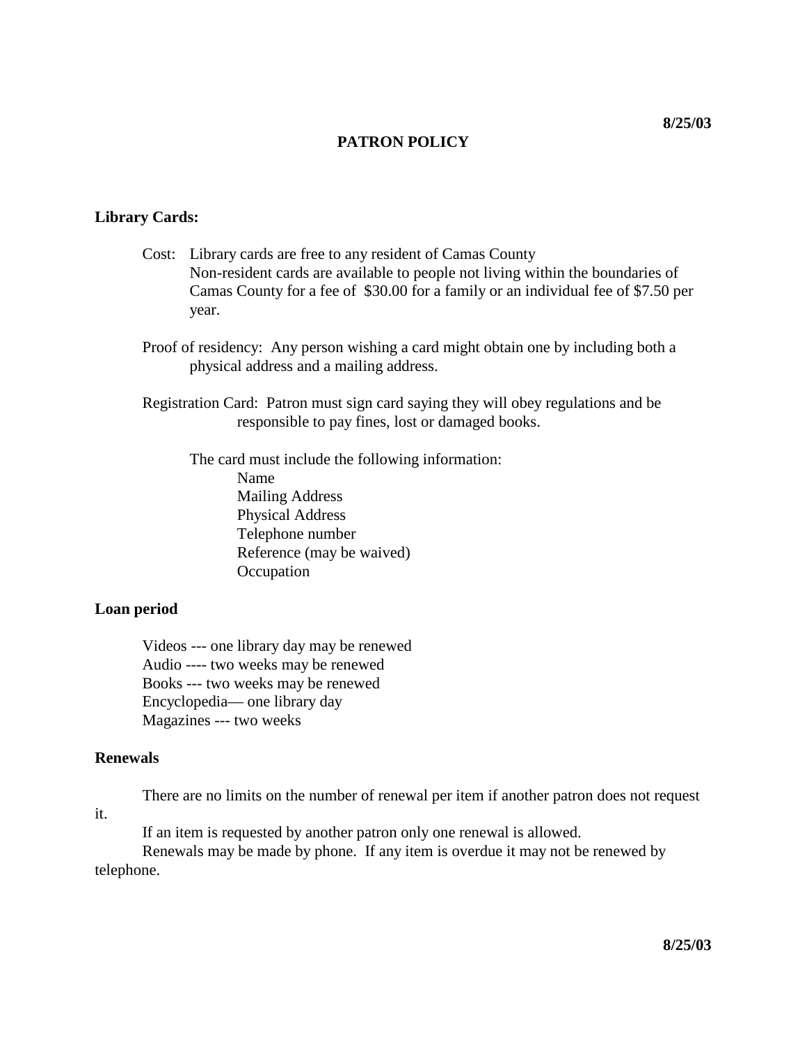# PATRON POLICY

**Library Cards:**

Cost: Library cards are free to any resident of Camas County
Non-resident cards are available to people not living within the boundaries of Camas County for a fee of $30.00 for a family or an individual fee of $7.50 per year.

Proof of residency: Any person wishing a card might obtain one by including both a physical address and a mailing address.

Registration Card: Patron must sign card saying they will obey regulations and be responsible to pay fines, lost or damaged books.

The card must include the following information:

- Name
- Mailing Address
- Physical Address
- Telephone number
- Reference (may be waived)
- Occupation

**Loan period**

Videos --- one library day may be renewed
Audio ---- two weeks may be renewed
Books --- two weeks may be renewed
Encyclopedia— one library day
Magazines --- two weeks

**Renewals**

There are no limits on the number of renewal per item if another patron does not request it.

If an item is requested by another patron only one renewal is allowed.

Renewals may be made by phone. If any item is overdue it may not be renewed by telephone.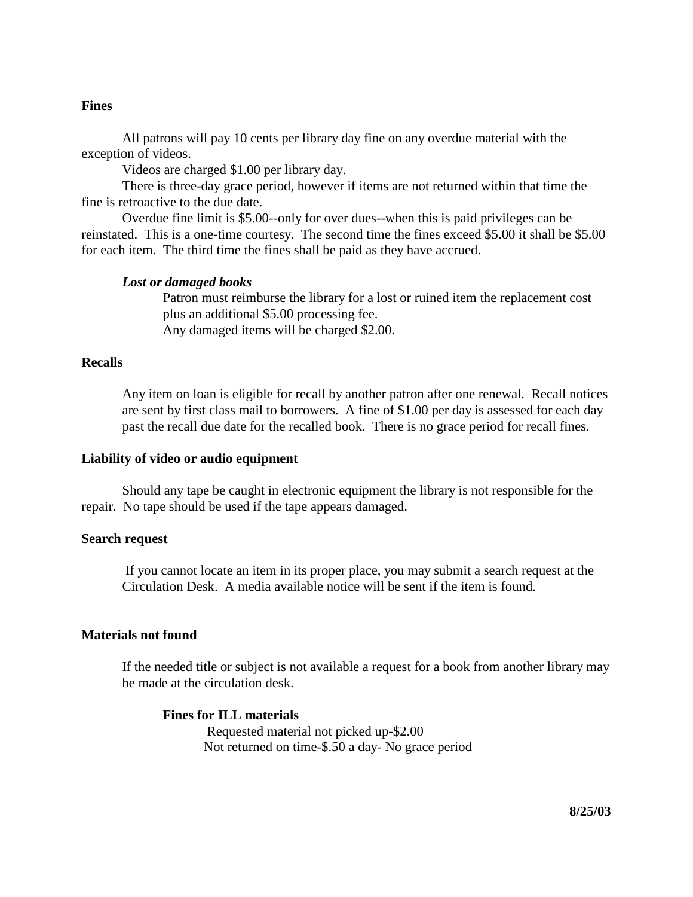**Fines**

All patrons will pay 10 cents per library day fine on any overdue material with the exception of videos.

Videos are charged $1.00 per library day.

There is three-day grace period, however if items are not returned within that time the fine is retroactive to the due date.

Overdue fine limit is $5.00--only for over dues--when this is paid privileges can be reinstated. This is a one-time courtesy. The second time the fines exceed $5.00 it shall be $5.00 for each item. The third time the fines shall be paid as they have accrued.

***Lost or damaged books***

Patron must reimburse the library for a lost or ruined item the replacement cost plus an additional $5.00 processing fee.
Any damaged items will be charged $2.00.

**Recalls**

Any item on loan is eligible for recall by another patron after one renewal. Recall notices are sent by first class mail to borrowers. A fine of $1.00 per day is assessed for each day past the recall due date for the recalled book. There is no grace period for recall fines.

**Liability of video or audio equipment**

Should any tape be caught in electronic equipment the library is not responsible for the repair. No tape should be used if the tape appears damaged.

**Search request**

If you cannot locate an item in its proper place, you may submit a search request at the Circulation Desk. A media available notice will be sent if the item is found.

**Materials not found**

If the needed title or subject is not available a request for a book from another library may be made at the circulation desk.

**Fines for ILL materials**

Requested material not picked up-$2.00
Not returned on time-$.50 a day- No grace period

**8/25/03**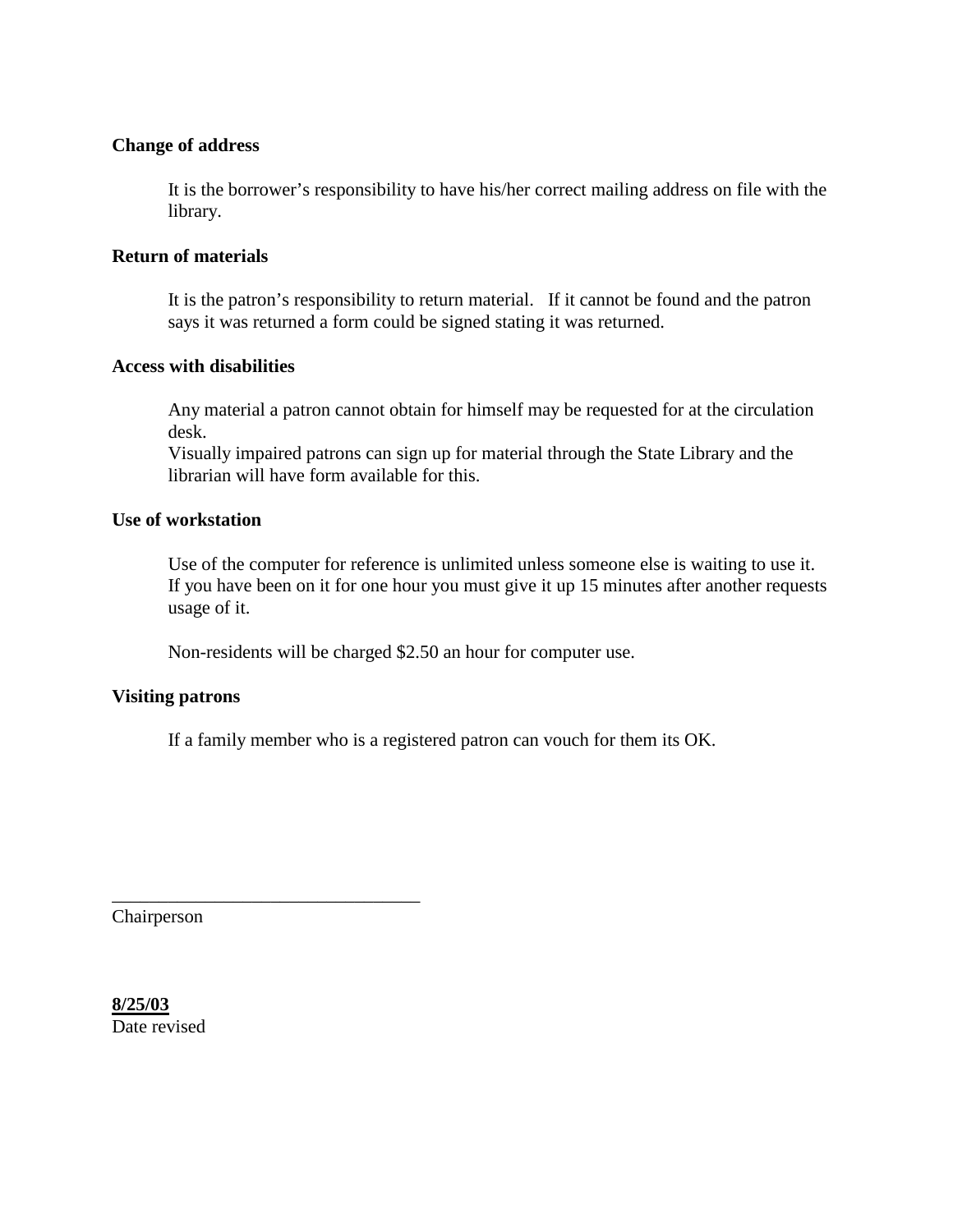**Change of address**

It is the borrower's responsibility to have his/her correct mailing address on file with the library.

**Return of materials**

It is the patron's responsibility to return material. If it cannot be found and the patron says it was returned a form could be signed stating it was returned.

**Access with disabilities**

Any material a patron cannot obtain for himself may be requested for at the circulation desk.
Visually impaired patrons can sign up for material through the State Library and the librarian will have form available for this.

**Use of workstation**

Use of the computer for reference is unlimited unless someone else is waiting to use it. If you have been on it for one hour you must give it up 15 minutes after another requests usage of it.

Non-residents will be charged $2.50 an hour for computer use.

**Visiting patrons**

If a family member who is a registered patron can vouch for them its OK.

_________________________________
Chairperson

**8/25/03**
Date revised